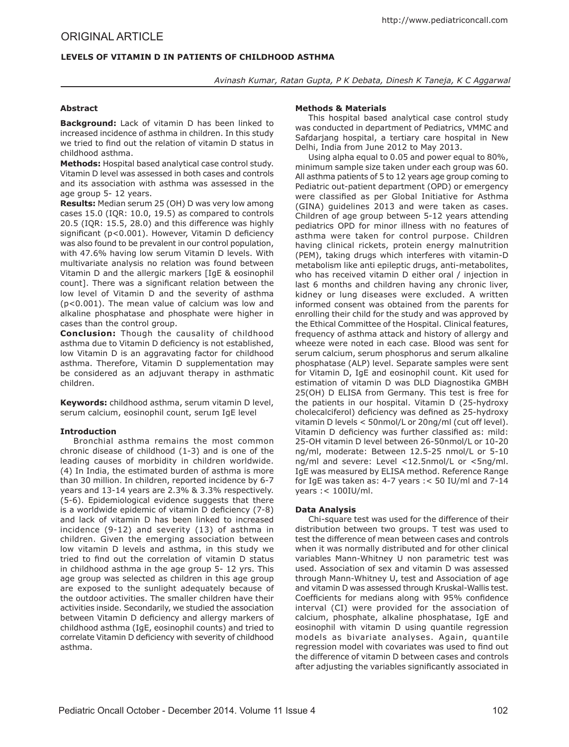## ORIGINAL ARTICLE

### LEVELS OF VITAMIN D IN PATIENTS OF CHILDHOOD ASTHMA

*Avinash Kumar, Ratan Gupta, P K Debata, Dinesh K Taneja, K C Aggarwal*

### Abstract

**Background:** Lack of vitamin D has been linked to increased incidence of asthma in children. In this study we tried to find out the relation of vitamin D status in childhood asthma.

**Methods:** Hospital based analytical case control study. Vitamin D level was assessed in both cases and controls and its association with asthma was assessed in the age group 5- 12 years.

**Results:** Median serum 25 (OH) D was very low among cases 15.0 (IQR: 10.0, 19.5) as compared to controls 20.5 (IQR: 15.5, 28.0) and this difference was highly significant ($p<0.001$). However, Vitamin D deficiency was also found to be prevalent in our control population, with 47.6% having low serum Vitamin D levels. With multivariate analysis no relation was found between Vitamin D and the allergic markers [IgE & eosinophil count]. There was a significant relation between the low level of Vitamin D and the severity of asthma ($p<0.001$). The mean value of calcium was low and alkaline phosphatase and phosphate were higher in cases than the control group.

**Conclusion:** Though the causality of childhood asthma due to Vitamin D deficiency is not established, low Vitamin D is an aggravating factor for childhood asthma. Therefore, Vitamin D supplementation may be considered as an adjuvant therapy in asthmatic children.

**Keywords:** childhood asthma, serum vitamin D level, serum calcium, eosinophil count, serum IgE level

### Introduction

Bronchial asthma remains the most common chronic disease of childhood (1-3) and is one of the leading causes of morbidity in children worldwide. (4) In India, the estimated burden of asthma is more than 30 million. In children, reported incidence by 6-7 years and 13-14 years are 2.3% & 3.3% respectively. (5-6). Epidemiological evidence suggests that there is a worldwide epidemic of vitamin D deficiency (7-8) and lack of vitamin D has been linked to increased incidence (9-12) and severity (13) of asthma in children. Given the emerging association between low vitamin D levels and asthma, in this study we tried to find out the correlation of vitamin D status in childhood asthma in the age group 5- 12 yrs. This age group was selected as children in this age group are exposed to the sunlight adequately because of the outdoor activities. The smaller children have their activities inside. Secondarily, we studied the association between Vitamin D deficiency and allergy markers of childhood asthma (IgE, eosinophil counts) and tried to correlate Vitamin D deficiency with severity of childhood asthma.

### Methods & Materials

This hospital based analytical case control study was conducted in department of Pediatrics, VMMC and Safdarjang hospital, a tertiary care hospital in New Delhi, India from June 2012 to May 2013.

Using alpha equal to 0.05 and power equal to 80%, minimum sample size taken under each group was 60. All asthma patients of 5 to 12 years age group coming to Pediatric out-patient department (OPD) or emergency were classified as per Global Initiative for Asthma (GINA) guidelines 2013 and were taken as cases. Children of age group between 5-12 years attending pediatrics OPD for minor illness with no features of asthma were taken for control purpose. Children having clinical rickets, protein energy malnutrition (PEM), taking drugs which interferes with vitamin-D metabolism like anti epileptic drugs, anti-metabolites, who has received vitamin D either oral / injection in last 6 months and children having any chronic liver, kidney or lung diseases were excluded. A written informed consent was obtained from the parents for enrolling their child for the study and was approved by the Ethical Committee of the Hospital. Clinical features, frequency of asthma attack and history of allergy and wheeze were noted in each case. Blood was sent for serum calcium, serum phosphorus and serum alkaline phosphatase (ALP) level. Separate samples were sent for Vitamin D, IgE and eosinophil count. Kit used for estimation of vitamin D was DLD Diagnostika GMBH 25(OH) D ELISA from Germany. This test is free for the patients in our hospital. Vitamin D (25-hydroxy cholecalciferol) deficiency was defined as 25-hydroxy vitamin D levels < 50nmol/L or 20ng/ml (cut off level). Vitamin D deficiency was further classified as: mild: 25-OH vitamin D level between 26-50nmol/L or 10-20 ng/ml, moderate: Between 12.5-25 nmol/L or 5-10 ng/ml and severe: Level <12.5nmol/L or <5ng/ml. IgE was measured by ELISA method. Reference Range for IgE was taken as: 4-7 years :< 50 IU/ml and 7-14 years :< 100IU/ml.

### Data Analysis

Chi-square test was used for the difference of their distribution between two groups. T test was used to test the difference of mean between cases and controls when it was normally distributed and for other clinical variables Mann-Whitney U non parametric test was used. Association of sex and vitamin D was assessed through Mann-Whitney U, test and Association of age and vitamin D was assessed through Kruskal-Wallis test. Coefficients for medians along with 95% confidence interval (CI) were provided for the association of calcium, phosphate, alkaline phosphatase, IgE and eosinophil with vitamin D using quantile regression models as bivariate analyses. Again, quantile regression model with covariates was used to find out the difference of vitamin D between cases and controls after adjusting the variables significantly associated in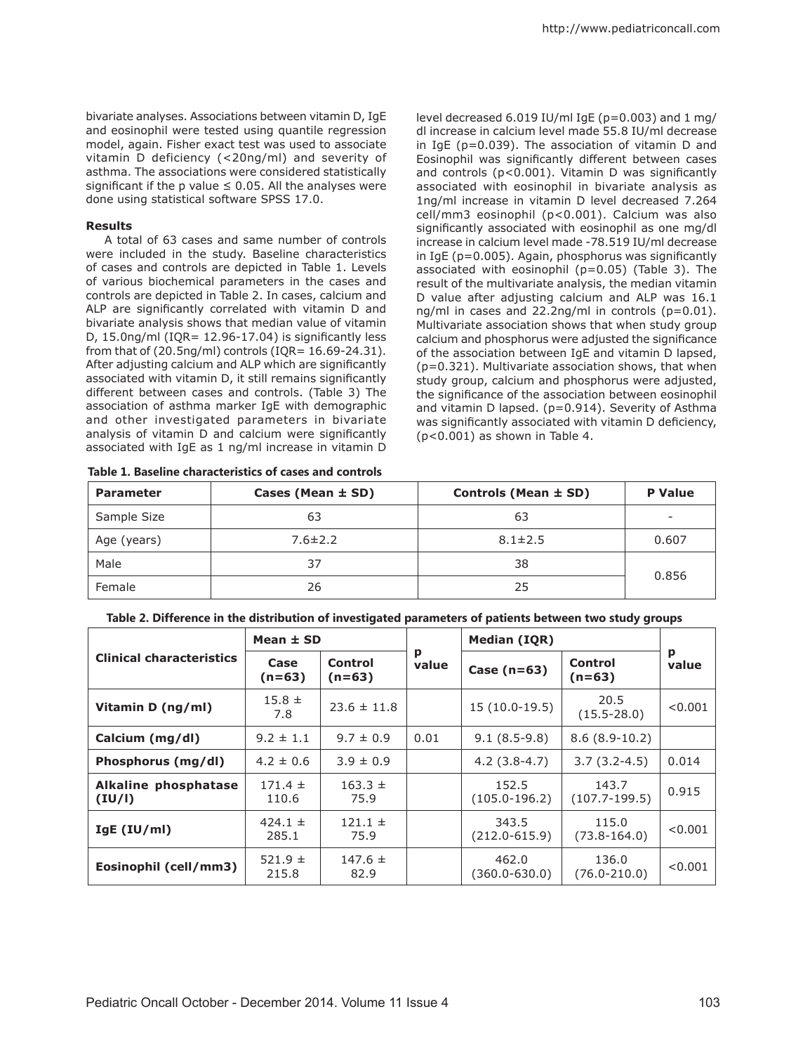bivariate analyses. Associations between vitamin D, IgE and eosinophil were tested using quantile regression model, again. Fisher exact test was used to associate vitamin D deficiency (<20ng/ml) and severity of asthma. The associations were considered statistically significant if the p value ≤ 0.05. All the analyses were done using statistical software SPSS 17.0.

**Results**

A total of 63 cases and same number of controls were included in the study. Baseline characteristics of cases and controls are depicted in Table 1. Levels of various biochemical parameters in the cases and controls are depicted in Table 2. In cases, calcium and ALP are significantly correlated with vitamin D and bivariate analysis shows that median value of vitamin D, 15.0ng/ml (IQR= 12.96-17.04) is significantly less from that of (20.5ng/ml) controls (IQR= 16.69-24.31). After adjusting calcium and ALP which are significantly associated with vitamin D, it still remains significantly different between cases and controls. (Table 3) The association of asthma marker IgE with demographic and other investigated parameters in bivariate analysis of vitamin D and calcium were significantly associated with IgE as 1 ng/ml increase in vitamin D level decreased 6.019 IU/ml IgE (p=0.003) and 1 mg/dl increase in calcium level made 55.8 IU/ml decrease in IgE (p=0.039). The association of vitamin D and Eosinophil was significantly different between cases and controls (p<0.001). Vitamin D was significantly associated with eosinophil in bivariate analysis as 1ng/ml increase in vitamin D level decreased 7.264 cell/mm3 eosinophil (p<0.001). Calcium was also significantly associated with eosinophil as one mg/dl increase in calcium level made -78.519 IU/ml decrease in IgE (p=0.005). Again, phosphorus was significantly associated with eosinophil (p=0.05) (Table 3). The result of the multivariate analysis, the median vitamin D value after adjusting calcium and ALP was 16.1 ng/ml in cases and 22.2ng/ml in controls (p=0.01). Multivariate association shows that when study group calcium and phosphorus were adjusted the significance of the association between IgE and vitamin D lapsed, (p=0.321). Multivariate association shows, that when study group, calcium and phosphorus were adjusted, the significance of the association between eosinophil and vitamin D lapsed. (p=0.914). Severity of Asthma was significantly associated with vitamin D deficiency, (p<0.001) as shown in Table 4.

**Table 1. Baseline characteristics of cases and controls**

| Parameter | Cases (Mean ± SD) | Controls (Mean ± SD) | P Value |
|---|---|---|---|
| Sample Size | 63 | 63 | - |
| Age (years) | 7.6±2.2 | 8.1±2.5 | 0.607 |
| Male | 37 | 38 | 0.856 |
| Female | 26 | 25 | |

**Table 2. Difference in the distribution of investigated parameters of patients between two study groups**

| Clinical characteristics | Mean ± SD | | p value | Median (IQR) | | p value |
|---|---|---|---|---|---|---|
| | Case (n=63) | Control (n=63) | | Case (n=63) | Control (n=63) | |
| **Vitamin D (ng/ml)** | 15.8 ± 7.8 | 23.6 ± 11.8 | | 15 (10.0-19.5) | 20.5 (15.5-28.0) | <0.001 |
| **Calcium (mg/dl)** | 9.2 ± 1.1 | 9.7 ± 0.9 | 0.01 | 9.1 (8.5-9.8) | 8.6 (8.9-10.2) | |
| **Phosphorus (mg/dl)** | 4.2 ± 0.6 | 3.9 ± 0.9 | | 4.2 (3.8-4.7) | 3.7 (3.2-4.5) | 0.014 |
| **Alkaline phosphatase (IU/l)** | 171.4 ± 110.6 | 163.3 ± 75.9 | | 152.5 (105.0-196.2) | 143.7 (107.7-199.5) | 0.915 |
| **IgE (IU/ml)** | 424.1 ± 285.1 | 121.1 ± 75.9 | | 343.5 (212.0-615.9) | 115.0 (73.8-164.0) | <0.001 |
| **Eosinophil (cell/mm3)** | 521.9 ± 215.8 | 147.6 ± 82.9 | | 462.0 (360.0-630.0) | 136.0 (76.0-210.0) | <0.001 |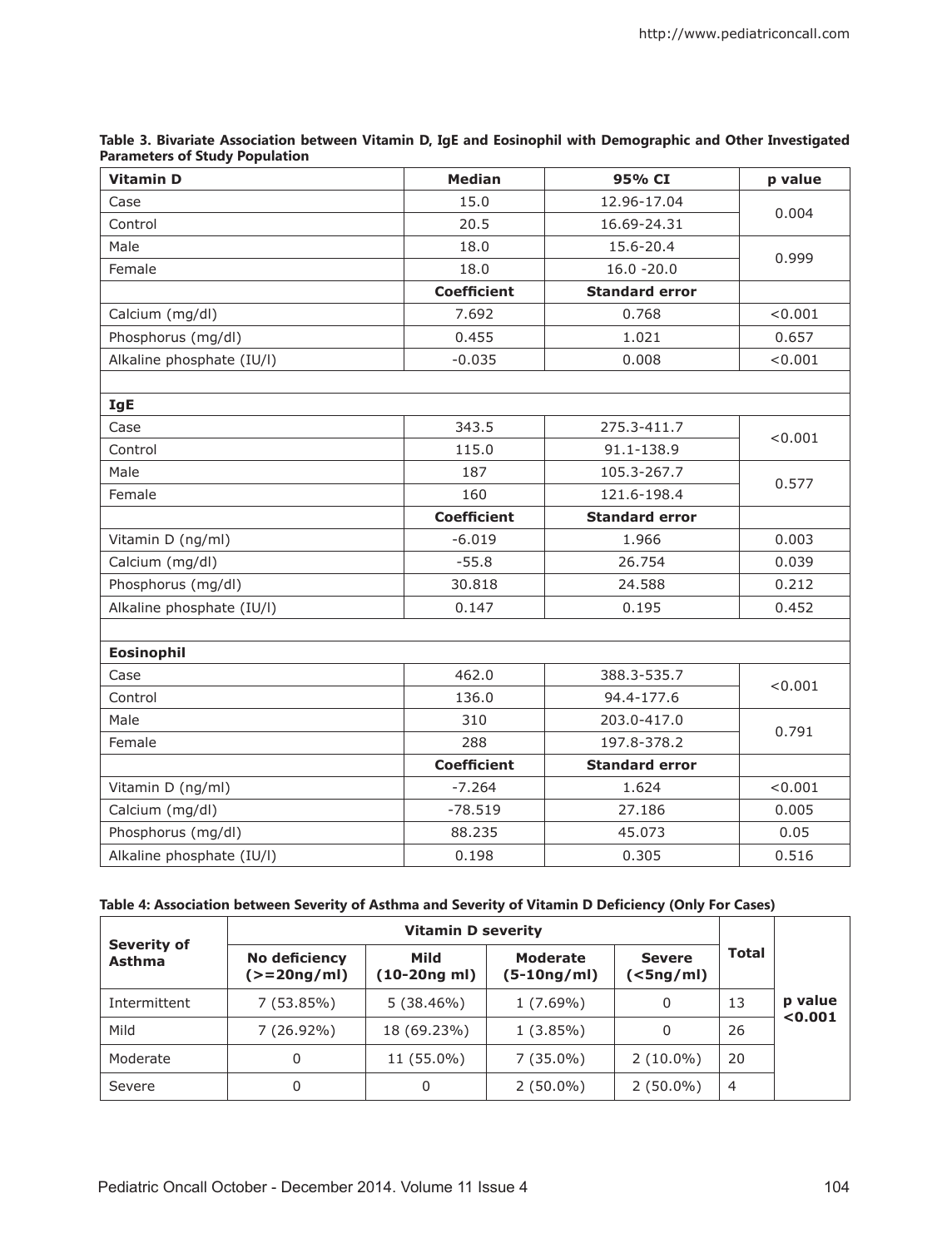**Table 3. Bivariate Association between Vitamin D, IgE and Eosinophil with Demographic and Other Investigated Parameters of Study Population**

| **Vitamin D** | **Median** | **95% CI** | **p value** |
|---|---|---|---|
| Case | 15.0 | 12.96-17.04 | 0.004 |
| Control | 20.5 | 16.69-24.31 | |
| Male | 18.0 | 15.6-20.4 | 0.999 |
| Female | 18.0 | 16.0 -20.0 | |
| | **Coefficient** | **Standard error** | |
| Calcium (mg/dl) | 7.692 | 0.768 | <0.001 |
| Phosphorus (mg/dl) | 0.455 | 1.021 | 0.657 |
| Alkaline phosphate (IU/l) | -0.035 | 0.008 | <0.001 |
| | | | |
| **IgE** | | | |
| Case | 343.5 | 275.3-411.7 | <0.001 |
| Control | 115.0 | 91.1-138.9 | |
| Male | 187 | 105.3-267.7 | 0.577 |
| Female | 160 | 121.6-198.4 | |
| | **Coefficient** | **Standard error** | |
| Vitamin D (ng/ml) | -6.019 | 1.966 | 0.003 |
| Calcium (mg/dl) | -55.8 | 26.754 | 0.039 |
| Phosphorus (mg/dl) | 30.818 | 24.588 | 0.212 |
| Alkaline phosphate (IU/l) | 0.147 | 0.195 | 0.452 |
| | | | |
| **Eosinophil** | | | |
| Case | 462.0 | 388.3-535.7 | <0.001 |
| Control | 136.0 | 94.4-177.6 | |
| Male | 310 | 203.0-417.0 | 0.791 |
| Female | 288 | 197.8-378.2 | |
| | **Coefficient** | **Standard error** | |
| Vitamin D (ng/ml) | -7.264 | 1.624 | <0.001 |
| Calcium (mg/dl) | -78.519 | 27.186 | 0.005 |
| Phosphorus (mg/dl) | 88.235 | 45.073 | 0.05 |
| Alkaline phosphate (IU/l) | 0.198 | 0.305 | 0.516 |

**Table 4: Association between Severity of Asthma and Severity of Vitamin D Deficiency (Only For Cases)**

| **Severity of Asthma** | **Vitamin D severity** | | | | **Total** | |
|---|---|---|---|---|---|---|
| | **No deficiency (>=20ng/ml)** | **Mild (10-20ng ml)** | **Moderate (5-10ng/ml)** | **Severe (<5ng/ml)** | | |
| Intermittent | 7 (53.85%) | 5 (38.46%) | 1 (7.69%) | 0 | 13 | **p value <0.001** |
| Mild | 7 (26.92%) | 18 (69.23%) | 1 (3.85%) | 0 | 26 | |
| Moderate | 0 | 11 (55.0%) | 7 (35.0%) | 2 (10.0%) | 20 | |
| Severe | 0 | 0 | 2 (50.0%) | 2 (50.0%) | 4 | |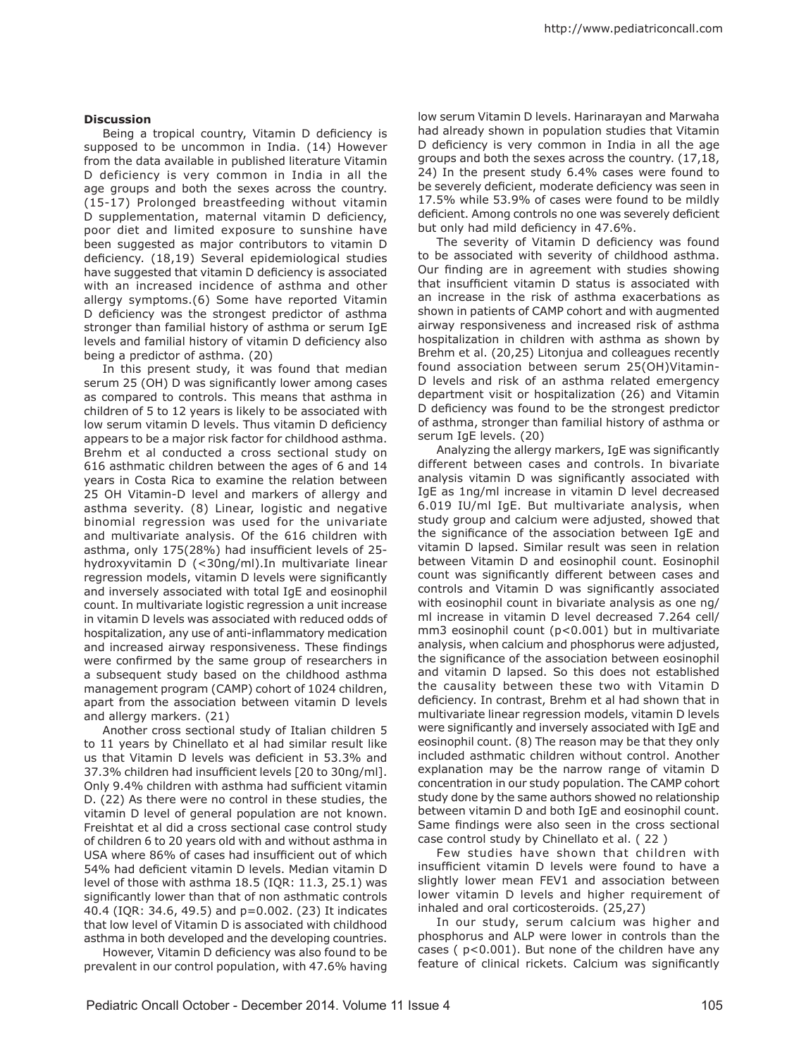## Discussion

Being a tropical country, Vitamin D deficiency is supposed to be uncommon in India. (14) However from the data available in published literature Vitamin D deficiency is very common in India in all the age groups and both the sexes across the country. (15-17) Prolonged breastfeeding without vitamin D supplementation, maternal vitamin D deficiency, poor diet and limited exposure to sunshine have been suggested as major contributors to vitamin D deficiency. (18,19) Several epidemiological studies have suggested that vitamin D deficiency is associated with an increased incidence of asthma and other allergy symptoms.(6) Some have reported Vitamin D deficiency was the strongest predictor of asthma stronger than familial history of asthma or serum IgE levels and familial history of vitamin D deficiency also being a predictor of asthma. (20)

In this present study, it was found that median serum 25 (OH) D was significantly lower among cases as compared to controls. This means that asthma in children of 5 to 12 years is likely to be associated with low serum vitamin D levels. Thus vitamin D deficiency appears to be a major risk factor for childhood asthma. Brehm et al conducted a cross sectional study on 616 asthmatic children between the ages of 6 and 14 years in Costa Rica to examine the relation between 25 OH Vitamin-D level and markers of allergy and asthma severity. (8) Linear, logistic and negative binomial regression was used for the univariate and multivariate analysis. Of the 616 children with asthma, only 175(28%) had insufficient levels of 25-hydroxyvitamin D (<30ng/ml).In multivariate linear regression models, vitamin D levels were significantly and inversely associated with total IgE and eosinophil count. In multivariate logistic regression a unit increase in vitamin D levels was associated with reduced odds of hospitalization, any use of anti-inflammatory medication and increased airway responsiveness. These findings were confirmed by the same group of researchers in a subsequent study based on the childhood asthma management program (CAMP) cohort of 1024 children, apart from the association between vitamin D levels and allergy markers. (21)

Another cross sectional study of Italian children 5 to 11 years by Chinellato et al had similar result like us that Vitamin D levels was deficient in 53.3% and 37.3% children had insufficient levels [20 to 30ng/ml]. Only 9.4% children with asthma had sufficient vitamin D. (22) As there were no control in these studies, the vitamin D level of general population are not known. Freishtat et al did a cross sectional case control study of children 6 to 20 years old with and without asthma in USA where 86% of cases had insufficient out of which 54% had deficient vitamin D levels. Median vitamin D level of those with asthma 18.5 (IQR: 11.3, 25.1) was significantly lower than that of non asthmatic controls 40.4 (IQR: 34.6, 49.5) and p=0.002. (23) It indicates that low level of Vitamin D is associated with childhood asthma in both developed and the developing countries.

However, Vitamin D deficiency was also found to be prevalent in our control population, with 47.6% having low serum Vitamin D levels. Harinarayan and Marwaha had already shown in population studies that Vitamin D deficiency is very common in India in all the age groups and both the sexes across the country. (17,18, 24) In the present study 6.4% cases were found to be severely deficient, moderate deficiency was seen in 17.5% while 53.9% of cases were found to be mildly deficient. Among controls no one was severely deficient but only had mild deficiency in 47.6%.

The severity of Vitamin D deficiency was found to be associated with severity of childhood asthma. Our finding are in agreement with studies showing that insufficient vitamin D status is associated with an increase in the risk of asthma exacerbations as shown in patients of CAMP cohort and with augmented airway responsiveness and increased risk of asthma hospitalization in children with asthma as shown by Brehm et al. (20,25) Litonjua and colleagues recently found association between serum 25(OH)Vitamin-D levels and risk of an asthma related emergency department visit or hospitalization (26) and Vitamin D deficiency was found to be the strongest predictor of asthma, stronger than familial history of asthma or serum IgE levels. (20)

Analyzing the allergy markers, IgE was significantly different between cases and controls. In bivariate analysis vitamin D was significantly associated with IgE as 1ng/ml increase in vitamin D level decreased 6.019 IU/ml IgE. But multivariate analysis, when study group and calcium were adjusted, showed that the significance of the association between IgE and vitamin D lapsed. Similar result was seen in relation between Vitamin D and eosinophil count. Eosinophil count was significantly different between cases and controls and Vitamin D was significantly associated with eosinophil count in bivariate analysis as one ng/ml increase in vitamin D level decreased 7.264 cell/mm3 eosinophil count ($p<0.001$) but in multivariate analysis, when calcium and phosphorus were adjusted, the significance of the association between eosinophil and vitamin D lapsed. So this does not established the causality between these two with Vitamin D deficiency. In contrast, Brehm et al had shown that in multivariate linear regression models, vitamin D levels were significantly and inversely associated with IgE and eosinophil count. (8) The reason may be that they only included asthmatic children without control. Another explanation may be the narrow range of vitamin D concentration in our study population. The CAMP cohort study done by the same authors showed no relationship between vitamin D and both IgE and eosinophil count. Same findings were also seen in the cross sectional case control study by Chinellato et al. ( 22 )

Few studies have shown that children with insufficient vitamin D levels were found to have a slightly lower mean FEV1 and association between lower vitamin D levels and higher requirement of inhaled and oral corticosteroids. (25,27)

In our study, serum calcium was higher and phosphorus and ALP were lower in controls than the cases ( $p<0.001$). But none of the children have any feature of clinical rickets. Calcium was significantly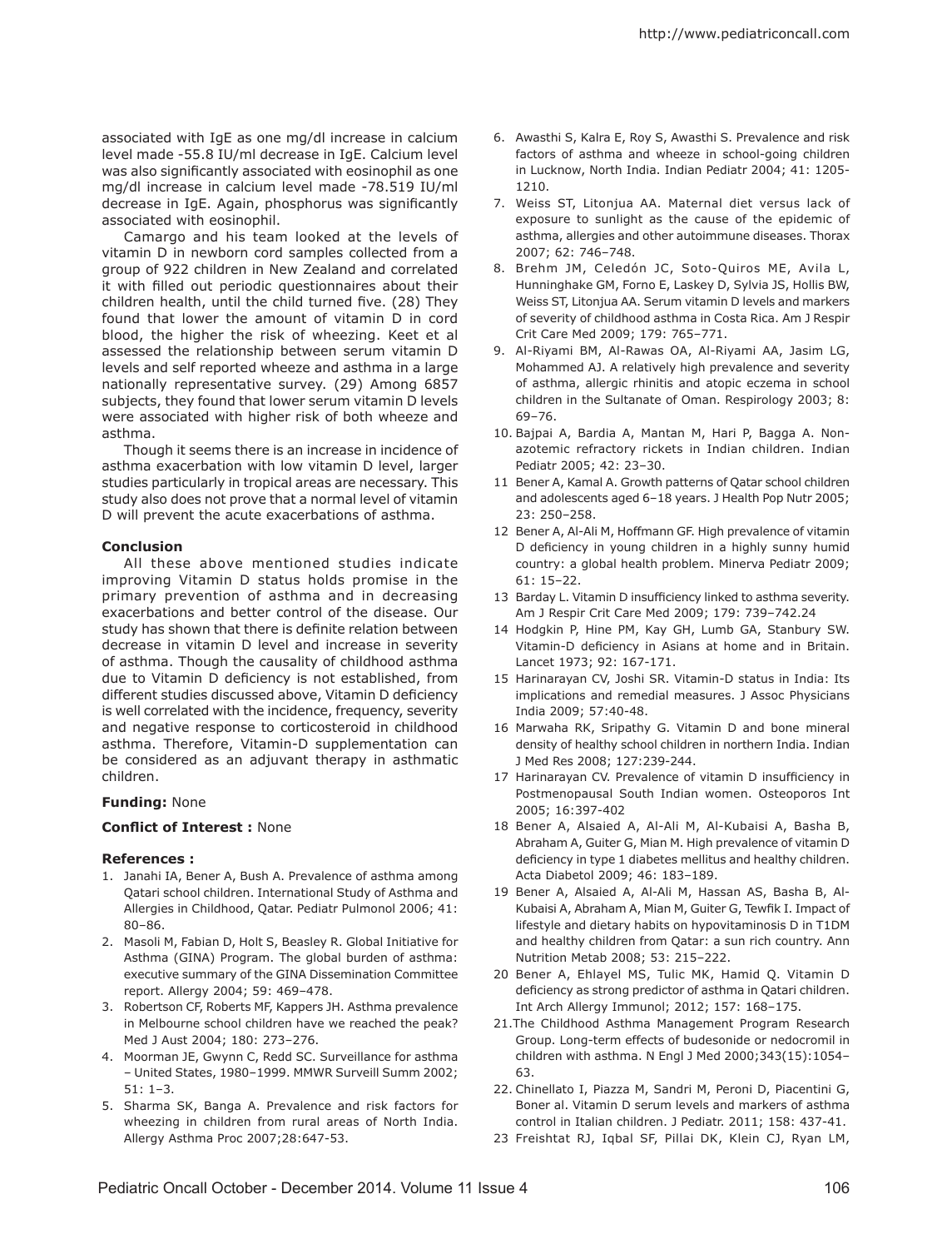associated with IgE as one mg/dl increase in calcium level made -55.8 IU/ml decrease in IgE. Calcium level was also significantly associated with eosinophil as one mg/dl increase in calcium level made -78.519 IU/ml decrease in IgE. Again, phosphorus was significantly associated with eosinophil.

Camargo and his team looked at the levels of vitamin D in newborn cord samples collected from a group of 922 children in New Zealand and correlated it with filled out periodic questionnaires about their children health, until the child turned five. (28) They found that lower the amount of vitamin D in cord blood, the higher the risk of wheezing. Keet et al assessed the relationship between serum vitamin D levels and self reported wheeze and asthma in a large nationally representative survey. (29) Among 6857 subjects, they found that lower serum vitamin D levels were associated with higher risk of both wheeze and asthma.

Though it seems there is an increase in incidence of asthma exacerbation with low vitamin D level, larger studies particularly in tropical areas are necessary. This study also does not prove that a normal level of vitamin D will prevent the acute exacerbations of asthma.

## Conclusion

All these above mentioned studies indicate improving Vitamin D status holds promise in the primary prevention of asthma and in decreasing exacerbations and better control of the disease. Our study has shown that there is definite relation between decrease in vitamin D level and increase in severity of asthma. Though the causality of childhood asthma due to Vitamin D deficiency is not established, from different studies discussed above, Vitamin D deficiency is well correlated with the incidence, frequency, severity and negative response to corticosteroid in childhood asthma. Therefore, Vitamin-D supplementation can be considered as an adjuvant therapy in asthmatic children.

**Funding:** None

**Conflict of Interest :** None

## References :

1. Janahi IA, Bener A, Bush A. Prevalence of asthma among Qatari school children. International Study of Asthma and Allergies in Childhood, Qatar. Pediatr Pulmonol 2006; 41: 80–86.
2. Masoli M, Fabian D, Holt S, Beasley R. Global Initiative for Asthma (GINA) Program. The global burden of asthma: executive summary of the GINA Dissemination Committee report. Allergy 2004; 59: 469–478.
3. Robertson CF, Roberts MF, Kappers JH. Asthma prevalence in Melbourne school children have we reached the peak? Med J Aust 2004; 180: 273–276.
4. Moorman JE, Gwynn C, Redd SC. Surveillance for asthma – United States, 1980–1999. MMWR Surveill Summ 2002; 51: 1–3.
5. Sharma SK, Banga A. Prevalence and risk factors for wheezing in children from rural areas of North India. Allergy Asthma Proc 2007;28:647-53.
6. Awasthi S, Kalra E, Roy S, Awasthi S. Prevalence and risk factors of asthma and wheeze in school-going children in Lucknow, North India. Indian Pediatr 2004; 41: 1205-1210.
7. Weiss ST, Litonjua AA. Maternal diet versus lack of exposure to sunlight as the cause of the epidemic of asthma, allergies and other autoimmune diseases. Thorax 2007; 62: 746–748.
8. Brehm JM, Celedón JC, Soto-Quiros ME, Avila L, Hunninghake GM, Forno E, Laskey D, Sylvia JS, Hollis BW, Weiss ST, Litonjua AA. Serum vitamin D levels and markers of severity of childhood asthma in Costa Rica. Am J Respir Crit Care Med 2009; 179: 765–771.
9. Al-Riyami BM, Al-Rawas OA, Al-Riyami AA, Jasim LG, Mohammed AJ. A relatively high prevalence and severity of asthma, allergic rhinitis and atopic eczema in school children in the Sultanate of Oman. Respirology 2003; 8: 69–76.
10. Bajpai A, Bardia A, Mantan M, Hari P, Bagga A. Non-azotemic refractory rickets in Indian children. Indian Pediatr 2005; 42: 23–30.
11. Bener A, Kamal A. Growth patterns of Qatar school children and adolescents aged 6–18 years. J Health Pop Nutr 2005; 23: 250–258.
12. Bener A, Al-Ali M, Hoffmann GF. High prevalence of vitamin D deficiency in young children in a highly sunny humid country: a global health problem. Minerva Pediatr 2009; 61: 15–22.
13. Barday L. Vitamin D insufficiency linked to asthma severity. Am J Respir Crit Care Med 2009; 179: 739–742.24
14. Hodgkin P, Hine PM, Kay GH, Lumb GA, Stanbury SW. Vitamin-D deficiency in Asians at home and in Britain. Lancet 1973; 92: 167-171.
15. Harinarayan CV, Joshi SR. Vitamin-D status in India: Its implications and remedial measures. J Assoc Physicians India 2009; 57:40-48.
16. Marwaha RK, Sripathy G. Vitamin D and bone mineral density of healthy school children in northern India. Indian J Med Res 2008; 127:239-244.
17. Harinarayan CV. Prevalence of vitamin D insufficiency in Postmenopausal South Indian women. Osteoporos Int 2005; 16:397-402
18. Bener A, Alsaied A, Al-Ali M, Al-Kubaisi A, Basha B, Abraham A, Guiter G, Mian M. High prevalence of vitamin D deficiency in type 1 diabetes mellitus and healthy children. Acta Diabetol 2009; 46: 183–189.
19. Bener A, Alsaied A, Al-Ali M, Hassan AS, Basha B, Al-Kubaisi A, Abraham A, Mian M, Guiter G, Tewfik I. Impact of lifestyle and dietary habits on hypovitaminosis D in T1DM and healthy children from Qatar: a sun rich country. Ann Nutrition Metab 2008; 53: 215–222.
20. Bener A, Ehlayel MS, Tulic MK, Hamid Q. Vitamin D deficiency as strong predictor of asthma in Qatari children. Int Arch Allergy Immunol; 2012; 157: 168–175.
21. The Childhood Asthma Management Program Research Group. Long-term effects of budesonide or nedocromil in children with asthma. N Engl J Med 2000;343(15):1054–63.
22. Chinellato I, Piazza M, Sandri M, Peroni D, Piacentini G, Boner al. Vitamin D serum levels and markers of asthma control in Italian children. J Pediatr. 2011; 158: 437-41.
23. Freishtat RJ, Iqbal SF, Pillai DK, Klein CJ, Ryan LM,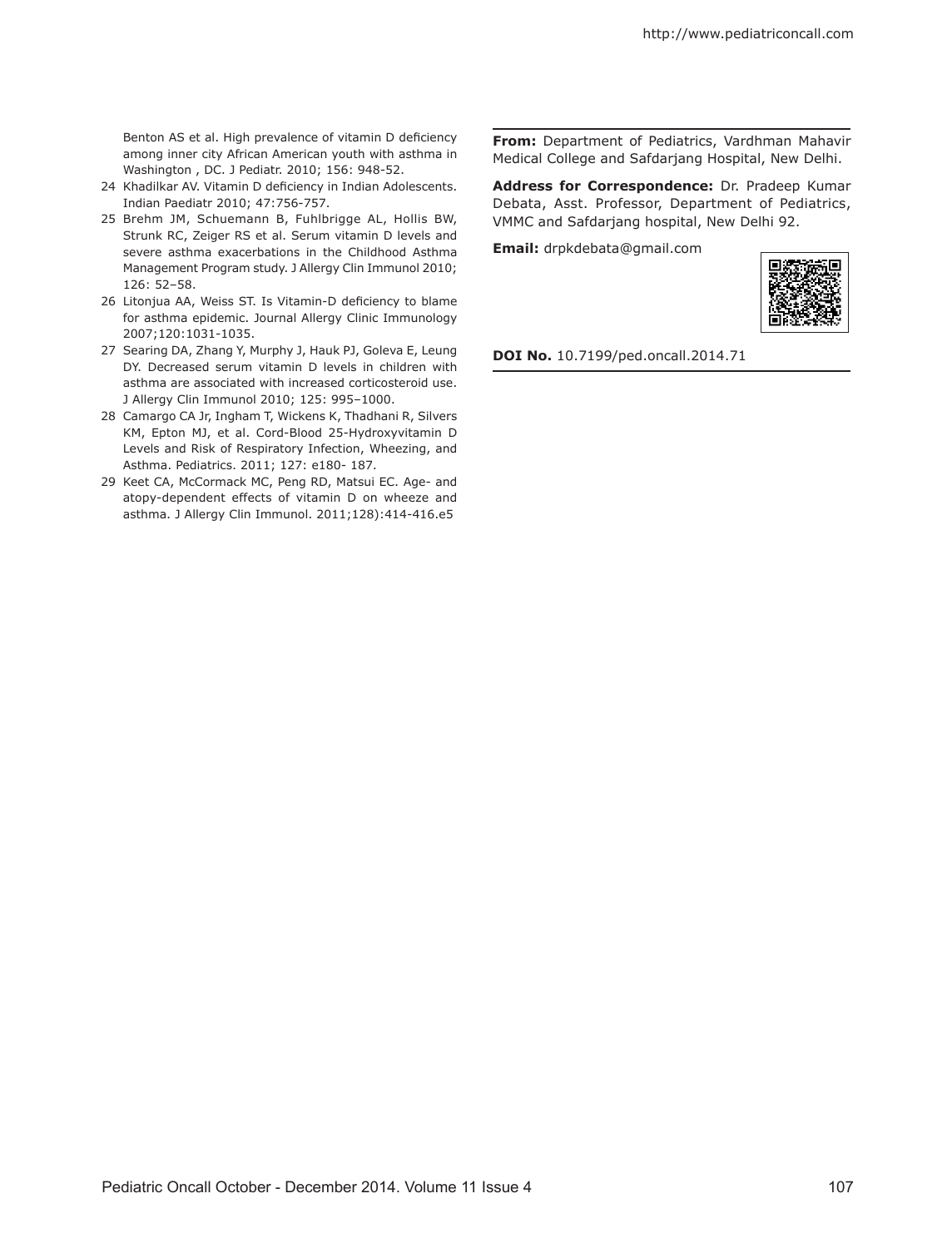Benton AS et al. High prevalence of vitamin D deficiency among inner city African American youth with asthma in Washington , DC. J Pediatr. 2010; 156: 948-52.

24 Khadilkar AV. Vitamin D deficiency in Indian Adolescents. Indian Paediatr 2010; 47:756-757.

25 Brehm JM, Schuemann B, Fuhlbrigge AL, Hollis BW, Strunk RC, Zeiger RS et al. Serum vitamin D levels and severe asthma exacerbations in the Childhood Asthma Management Program study. J Allergy Clin Immunol 2010; 126: 52–58.

26 Litonjua AA, Weiss ST. Is Vitamin-D deficiency to blame for asthma epidemic. Journal Allergy Clinic Immunology 2007;120:1031-1035.

27 Searing DA, Zhang Y, Murphy J, Hauk PJ, Goleva E, Leung DY. Decreased serum vitamin D levels in children with asthma are associated with increased corticosteroid use. J Allergy Clin Immunol 2010; 125: 995–1000.

28 Camargo CA Jr, Ingham T, Wickens K, Thadhani R, Silvers KM, Epton MJ, et al. Cord-Blood 25-Hydroxyvitamin D Levels and Risk of Respiratory Infection, Wheezing, and Asthma. Pediatrics. 2011; 127: e180- 187.

29 Keet CA, McCormack MC, Peng RD, Matsui EC. Age- and atopy-dependent effects of vitamin D on wheeze and asthma. J Allergy Clin Immunol. 2011;128):414-416.e5

---

**From:** Department of Pediatrics, Vardhman Mahavir Medical College and Safdarjang Hospital, New Delhi.

**Address for Correspondence:** Dr. Pradeep Kumar Debata, Asst. Professor, Department of Pediatrics, VMMC and Safdarjang hospital, New Delhi 92.

**Email:** drpkdebata@gmail.com

**DOI No.** 10.7199/ped.oncall.2014.71